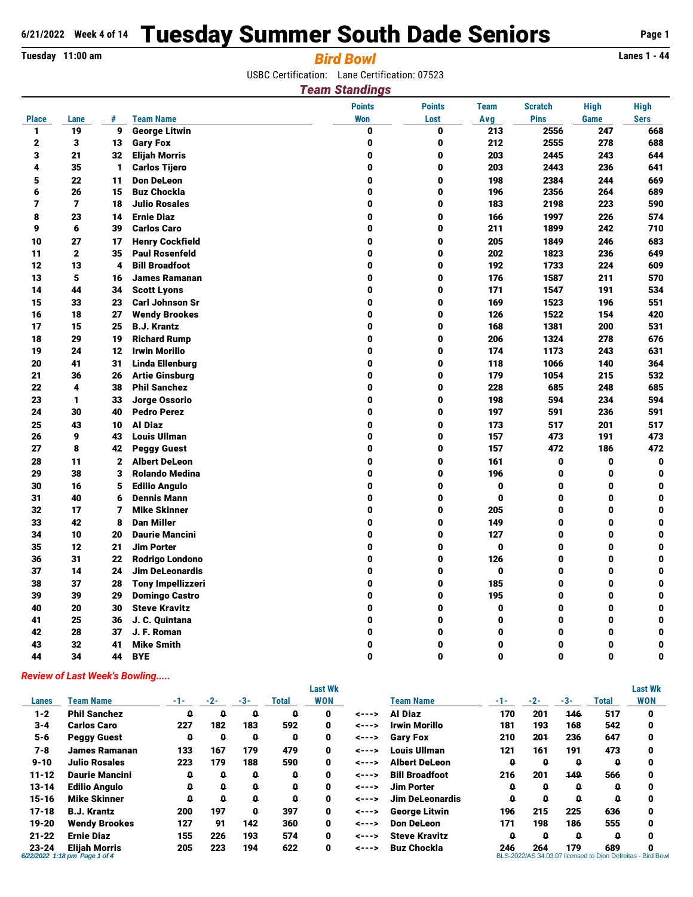6/21/2022 Week 4 of 14

# Tuesday Summer South Dade Seniors

Tuesday 11:00 am

## Bird Bowl

Lanes 1 - 44

USBC Certification: Lane Certification: 07523

### Team Standings

| Place | Lane | # | Team Name | Points Won | Points Lost | Team Avg | Scratch Pins | High Game | High Sers |
|---|---|---|---|---|---|---|---|---|---|
| 1 | 19 | 9 | George Litwin | 0 | 0 | 213 | 2556 | 247 | 668 |
| 2 | 3 | 13 | Gary Fox | 0 | 0 | 212 | 2555 | 278 | 688 |
| 3 | 21 | 32 | Elijah Morris | 0 | 0 | 203 | 2445 | 243 | 644 |
| 4 | 35 | 1 | Carlos Tijero | 0 | 0 | 203 | 2443 | 236 | 641 |
| 5 | 22 | 11 | Don DeLeon | 0 | 0 | 198 | 2384 | 244 | 669 |
| 6 | 26 | 15 | Buz Chockla | 0 | 0 | 196 | 2356 | 264 | 689 |
| 7 | 7 | 18 | Julio Rosales | 0 | 0 | 183 | 2198 | 223 | 590 |
| 8 | 23 | 14 | Ernie Diaz | 0 | 0 | 166 | 1997 | 226 | 574 |
| 9 | 6 | 39 | Carlos Caro | 0 | 0 | 211 | 1899 | 242 | 710 |
| 10 | 27 | 17 | Henry Cockfield | 0 | 0 | 205 | 1849 | 246 | 683 |
| 11 | 2 | 35 | Paul Rosenfeld | 0 | 0 | 202 | 1823 | 236 | 649 |
| 12 | 13 | 4 | Bill Broadfoot | 0 | 0 | 192 | 1733 | 224 | 609 |
| 13 | 5 | 16 | James Ramanan | 0 | 0 | 176 | 1587 | 211 | 570 |
| 14 | 44 | 34 | Scott Lyons | 0 | 0 | 171 | 1547 | 191 | 534 |
| 15 | 33 | 23 | Carl Johnson Sr | 0 | 0 | 169 | 1523 | 196 | 551 |
| 16 | 18 | 27 | Wendy Brookes | 0 | 0 | 126 | 1522 | 154 | 420 |
| 17 | 15 | 25 | B.J. Krantz | 0 | 0 | 168 | 1381 | 200 | 531 |
| 18 | 29 | 19 | Richard Rump | 0 | 0 | 206 | 1324 | 278 | 676 |
| 19 | 24 | 12 | Irwin Morillo | 0 | 0 | 174 | 1173 | 243 | 631 |
| 20 | 41 | 31 | Linda Ellenburg | 0 | 0 | 118 | 1066 | 140 | 364 |
| 21 | 36 | 26 | Artie Ginsburg | 0 | 0 | 179 | 1054 | 215 | 532 |
| 22 | 4 | 38 | Phil Sanchez | 0 | 0 | 228 | 685 | 248 | 685 |
| 23 | 1 | 33 | Jorge Ossorio | 0 | 0 | 198 | 594 | 234 | 594 |
| 24 | 30 | 40 | Pedro Perez | 0 | 0 | 197 | 591 | 236 | 591 |
| 25 | 43 | 10 | Al Diaz | 0 | 0 | 173 | 517 | 201 | 517 |
| 26 | 9 | 43 | Louis Ullman | 0 | 0 | 157 | 473 | 191 | 473 |
| 27 | 8 | 42 | Peggy Guest | 0 | 0 | 157 | 472 | 186 | 472 |
| 28 | 11 | 2 | Albert DeLeon | 0 | 0 | 161 | 0 | 0 | 0 |
| 29 | 38 | 3 | Rolando Medina | 0 | 0 | 196 | 0 | 0 | 0 |
| 30 | 16 | 5 | Edilio Angulo | 0 | 0 | 0 | 0 | 0 | 0 |
| 31 | 40 | 6 | Dennis Mann | 0 | 0 | 0 | 0 | 0 | 0 |
| 32 | 17 | 7 | Mike Skinner | 0 | 0 | 205 | 0 | 0 | 0 |
| 33 | 42 | 8 | Dan Miller | 0 | 0 | 149 | 0 | 0 | 0 |
| 34 | 10 | 20 | Daurie Mancini | 0 | 0 | 127 | 0 | 0 | 0 |
| 35 | 12 | 21 | Jim Porter | 0 | 0 | 0 | 0 | 0 | 0 |
| 36 | 31 | 22 | Rodrigo Londono | 0 | 0 | 126 | 0 | 0 | 0 |
| 37 | 14 | 24 | Jim DeLeonardis | 0 | 0 | 0 | 0 | 0 | 0 |
| 38 | 37 | 28 | Tony Impellizzeri | 0 | 0 | 185 | 0 | 0 | 0 |
| 39 | 39 | 29 | Domingo Castro | 0 | 0 | 195 | 0 | 0 | 0 |
| 40 | 20 | 30 | Steve Kravitz | 0 | 0 | 0 | 0 | 0 | 0 |
| 41 | 25 | 36 | J. C. Quintana | 0 | 0 | 0 | 0 | 0 | 0 |
| 42 | 28 | 37 | J. F. Roman | 0 | 0 | 0 | 0 | 0 | 0 |
| 43 | 32 | 41 | Mike Smith | 0 | 0 | 0 | 0 | 0 | 0 |
| 44 | 34 | 44 | BYE | 0 | 0 | 0 | 0 | 0 | 0 |

*Review of Last Week's Bowling.....*

| Lanes | Team Name | -1- | -2- | -3- | Total | Last Wk WON | | Team Name | -1- | -2- | -3- | Total | Last Wk WON |
|---|---|---|---|---|---|---|---|---|---|---|---|---|---|
| 1-2 | Phil Sanchez | ~~0~~ | ~~0~~ | ~~0~~ | ~~0~~ | 0 | <---> | Al Diaz | 170 | 201 | ~~146~~ | 517 | 0 |
| 3-4 | Carlos Caro | 227 | 182 | 183 | 592 | 0 | <---> | Irwin Morillo | 181 | 193 | 168 | 542 | 0 |
| 5-6 | Peggy Guest | ~~0~~ | ~~0~~ | ~~0~~ | ~~0~~ | 0 | <---> | Gary Fox | 210 | ~~201~~ | 236 | 647 | 0 |
| 7-8 | James Ramanan | 133 | 167 | 179 | 479 | 0 | <---> | Louis Ullman | 121 | 161 | 191 | 473 | 0 |
| 9-10 | Julio Rosales | 223 | 179 | 188 | 590 | 0 | <---> | Albert DeLeon | ~~0~~ | ~~0~~ | ~~0~~ | ~~0~~ | 0 |
| 11-12 | Daurie Mancini | ~~0~~ | ~~0~~ | ~~0~~ | ~~0~~ | 0 | <---> | Bill Broadfoot | 216 | 201 | ~~149~~ | 566 | 0 |
| 13-14 | Edilio Angulo | ~~0~~ | ~~0~~ | ~~0~~ | ~~0~~ | 0 | <---> | Jim Porter | ~~0~~ | ~~0~~ | ~~0~~ | ~~0~~ | 0 |
| 15-16 | Mike Skinner | ~~0~~ | ~~0~~ | ~~0~~ | ~~0~~ | 0 | <---> | Jim DeLeonardis | ~~0~~ | ~~0~~ | ~~0~~ | ~~0~~ | 0 |
| 17-18 | B.J. Krantz | 200 | 197 | ~~0~~ | 397 | 0 | <---> | George Litwin | 196 | 215 | 225 | 636 | 0 |
| 19-20 | Wendy Brookes | 127 | 91 | 142 | 360 | 0 | <---> | Don DeLeon | 171 | 198 | 186 | 555 | 0 |
| 21-22 | Ernie Diaz | 155 | 226 | 193 | 574 | 0 | <---> | Steve Kravitz | ~~0~~ | ~~0~~ | ~~0~~ | ~~0~~ | 0 |
| 23-24 | Elijah Morris | 205 | 223 | 194 | 622 | 0 | <---> | Buz Chockla | 246 | 264 | 179 | 689 | 0 |

BLS-2022/AS 34.03.07 licensed to Dion Defreitas - Bird Bowl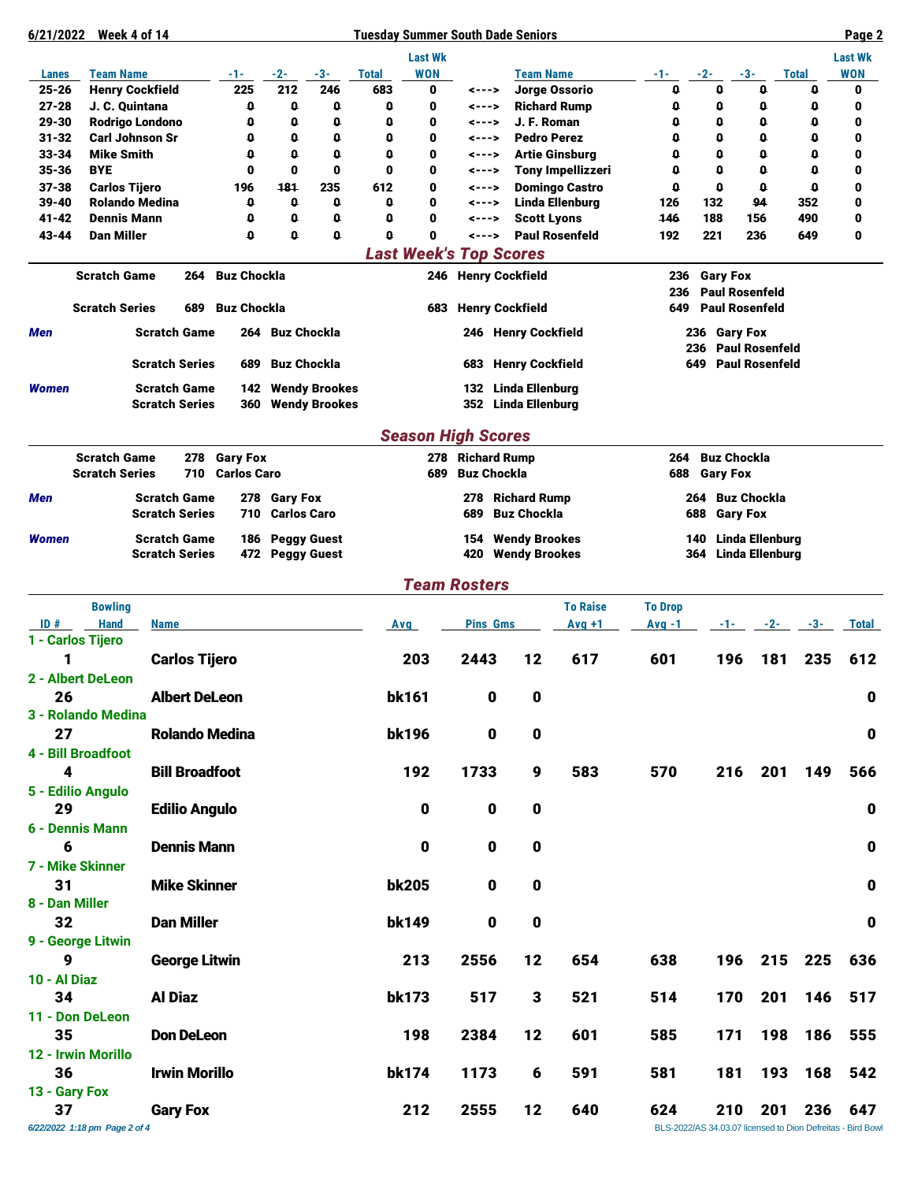6/21/2022 Week 4 of 14 — Tuesday Summer South Dade Seniors

| Lanes | Team Name | -1- | -2- | -3- | Total | Last Wk WON | | Team Name | -1- | -2- | -3- | Total | Last Wk WON |
|---|---|---|---|---|---|---|---|---|---|---|---|---|---|
| 25-26 | Henry Cockfield | 225 | 212 | 246 | 683 | 0 | <---> | Jorge Ossorio | 0 | 0 | 0 | 0 | 0 |
| 27-28 | J. C. Quintana | 0 | 0 | 0 | 0 | 0 | <---> | Richard Rump | 0 | 0 | 0 | 0 | 0 |
| 29-30 | Rodrigo Londono | 0 | 0 | 0 | 0 | 0 | <---> | J. F. Roman | 0 | 0 | 0 | 0 | 0 |
| 31-32 | Carl Johnson Sr | 0 | 0 | 0 | 0 | 0 | <---> | Pedro Perez | 0 | 0 | 0 | 0 | 0 |
| 33-34 | Mike Smith | 0 | 0 | 0 | 0 | 0 | <---> | Artie Ginsburg | 0 | 0 | 0 | 0 | 0 |
| 35-36 | BYE | 0 | 0 | 0 | 0 | 0 | <---> | Tony Impellizzeri | 0 | 0 | 0 | 0 | 0 |
| 37-38 | Carlos Tijero | 196 | 181 | 235 | 612 | 0 | <---> | Domingo Castro | 0 | 0 | 0 | 0 | 0 |
| 39-40 | Rolando Medina | 0 | 0 | 0 | 0 | 0 | <---> | Linda Ellenburg | 126 | 132 | 94 | 352 | 0 |
| 41-42 | Dennis Mann | 0 | 0 | 0 | 0 | 0 | <---> | Scott Lyons | 146 | 188 | 156 | 490 | 0 |
| 43-44 | Dan Miller | 0 | 0 | 0 | 0 | 0 | <---> | Paul Rosenfeld | 192 | 221 | 236 | 649 | 0 |

## *Last Week's Top Scores*

| | | | | | | |
|---|---|---|---|---|---|---|
| Scratch Game | 264 | Buz Chockla | 246 | Henry Cockfield | 236 | Gary Fox |
| | | | | | 236 | Paul Rosenfeld |
| Scratch Series | 689 | Buz Chockla | 683 | Henry Cockfield | 649 | Paul Rosenfeld |

***Men***

| | | | | | | |
|---|---|---|---|---|---|---|
| Scratch Game | 264 | Buz Chockla | 246 | Henry Cockfield | 236 | Gary Fox |
| | | | | | 236 | Paul Rosenfeld |
| Scratch Series | 689 | Buz Chockla | 683 | Henry Cockfield | 649 | Paul Rosenfeld |

***Women***

| | | | | |
|---|---|---|---|---|
| Scratch Game | 142 | Wendy Brookes | 132 | Linda Ellenburg |
| Scratch Series | 360 | Wendy Brookes | 352 | Linda Ellenburg |

## *Season High Scores*

| | | | | | | |
|---|---|---|---|---|---|---|
| Scratch Game | 278 | Gary Fox | 278 | Richard Rump | 264 | Buz Chockla |
| Scratch Series | 710 | Carlos Caro | 689 | Buz Chockla | 688 | Gary Fox |

***Men***

| | | | | | | |
|---|---|---|---|---|---|---|
| Scratch Game | 278 | Gary Fox | 278 | Richard Rump | 264 | Buz Chockla |
| Scratch Series | 710 | Carlos Caro | 689 | Buz Chockla | 688 | Gary Fox |

***Women***

| | | | | | | |
|---|---|---|---|---|---|---|
| Scratch Game | 186 | Peggy Guest | 154 | Wendy Brookes | 140 | Linda Ellenburg |
| Scratch Series | 472 | Peggy Guest | 420 | Wendy Brookes | 364 | Linda Ellenburg |

## *Team Rosters*

| ID # | Bowling Hand | Name | Avg | Pins | Gms | To Raise Avg +1 | To Drop Avg -1 | -1- | -2- | -3- | Total |
|---|---|---|---|---|---|---|---|---|---|---|---|
| **1 - Carlos Tijero** | | | | | | | | | | | |
| 1 | | Carlos Tijero | 203 | 2443 | 12 | 617 | 601 | 196 | 181 | 235 | 612 |
| **2 - Albert DeLeon** | | | | | | | | | | | |
| 26 | | Albert DeLeon | bk161 | 0 | 0 | | | | | | 0 |
| **3 - Rolando Medina** | | | | | | | | | | | |
| 27 | | Rolando Medina | bk196 | 0 | 0 | | | | | | 0 |
| **4 - Bill Broadfoot** | | | | | | | | | | | |
| 4 | | Bill Broadfoot | 192 | 1733 | 9 | 583 | 570 | 216 | 201 | 149 | 566 |
| **5 - Edilio Angulo** | | | | | | | | | | | |
| 29 | | Edilio Angulo | 0 | 0 | 0 | | | | | | 0 |
| **6 - Dennis Mann** | | | | | | | | | | | |
| 6 | | Dennis Mann | 0 | 0 | 0 | | | | | | 0 |
| **7 - Mike Skinner** | | | | | | | | | | | |
| 31 | | Mike Skinner | bk205 | 0 | 0 | | | | | | 0 |
| **8 - Dan Miller** | | | | | | | | | | | |
| 32 | | Dan Miller | bk149 | 0 | 0 | | | | | | 0 |
| **9 - George Litwin** | | | | | | | | | | | |
| 9 | | George Litwin | 213 | 2556 | 12 | 654 | 638 | 196 | 215 | 225 | 636 |
| **10 - Al Diaz** | | | | | | | | | | | |
| 34 | | Al Diaz | bk173 | 517 | 3 | 521 | 514 | 170 | 201 | 146 | 517 |
| **11 - Don DeLeon** | | | | | | | | | | | |
| 35 | | Don DeLeon | 198 | 2384 | 12 | 601 | 585 | 171 | 198 | 186 | 555 |
| **12 - Irwin Morillo** | | | | | | | | | | | |
| 36 | | Irwin Morillo | bk174 | 1173 | 6 | 591 | 581 | 181 | 193 | 168 | 542 |
| **13 - Gary Fox** | | | | | | | | | | | |
| 37 | | Gary Fox | 212 | 2555 | 12 | 640 | 624 | 210 | 201 | 236 | 647 |

*6/22/2022 1:18 pm* — BLS-2022/AS 34.03.07 licensed to Dion Defreitas - Bird Bowl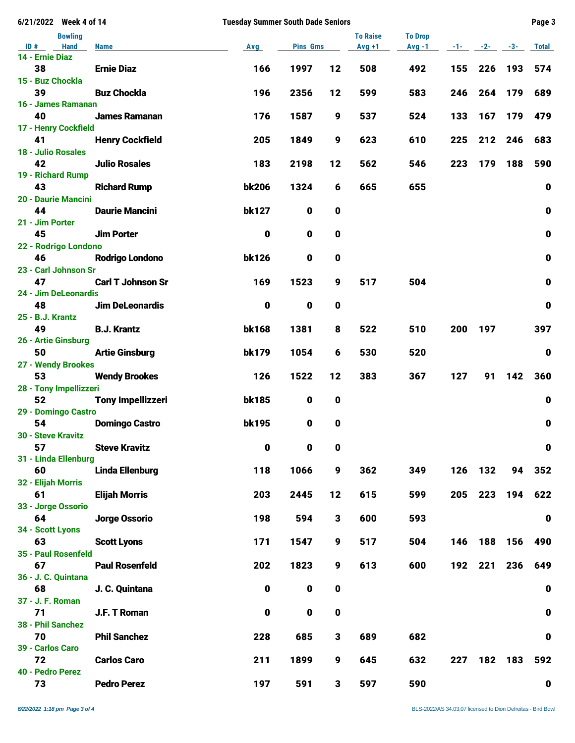**Tuesday Summer South Dade Seniors**

6/21/2022 Week 4 of 14

| ID # | Bowling Hand | Name | Avg | Pins | Gms | To Raise Avg +1 | To Drop Avg -1 | -1- | -2- | -3- | Total |
|---|---|---|---|---|---|---|---|---|---|---|---|
| **14 - Ernie Diaz** | | | | | | | | | | | |
| 38 | | Ernie Diaz | 166 | 1997 | 12 | 508 | 492 | 155 | 226 | 193 | 574 |
| **15 - Buz Chockla** | | | | | | | | | | | |
| 39 | | Buz Chockla | 196 | 2356 | 12 | 599 | 583 | 246 | 264 | 179 | 689 |
| **16 - James Ramanan** | | | | | | | | | | | |
| 40 | | James Ramanan | 176 | 1587 | 9 | 537 | 524 | 133 | 167 | 179 | 479 |
| **17 - Henry Cockfield** | | | | | | | | | | | |
| 41 | | Henry Cockfield | 205 | 1849 | 9 | 623 | 610 | 225 | 212 | 246 | 683 |
| **18 - Julio Rosales** | | | | | | | | | | | |
| 42 | | Julio Rosales | 183 | 2198 | 12 | 562 | 546 | 223 | 179 | 188 | 590 |
| **19 - Richard Rump** | | | | | | | | | | | |
| 43 | | Richard Rump | bk206 | 1324 | 6 | 665 | 655 | | | | 0 |
| **20 - Daurie Mancini** | | | | | | | | | | | |
| 44 | | Daurie Mancini | bk127 | 0 | 0 | | | | | | 0 |
| **21 - Jim Porter** | | | | | | | | | | | |
| 45 | | Jim Porter | 0 | 0 | 0 | | | | | | 0 |
| **22 - Rodrigo Londono** | | | | | | | | | | | |
| 46 | | Rodrigo Londono | bk126 | 0 | 0 | | | | | | 0 |
| **23 - Carl Johnson Sr** | | | | | | | | | | | |
| 47 | | Carl T Johnson Sr | 169 | 1523 | 9 | 517 | 504 | | | | 0 |
| **24 - Jim DeLeonardis** | | | | | | | | | | | |
| 48 | | Jim DeLeonardis | 0 | 0 | 0 | | | | | | 0 |
| **25 - B.J. Krantz** | | | | | | | | | | | |
| 49 | | B.J. Krantz | bk168 | 1381 | 8 | 522 | 510 | 200 | 197 | | 397 |
| **26 - Artie Ginsburg** | | | | | | | | | | | |
| 50 | | Artie Ginsburg | bk179 | 1054 | 6 | 530 | 520 | | | | 0 |
| **27 - Wendy Brookes** | | | | | | | | | | | |
| 53 | | Wendy Brookes | 126 | 1522 | 12 | 383 | 367 | 127 | 91 | 142 | 360 |
| **28 - Tony Impellizzeri** | | | | | | | | | | | |
| 52 | | Tony Impellizzeri | bk185 | 0 | 0 | | | | | | 0 |
| **29 - Domingo Castro** | | | | | | | | | | | |
| 54 | | Domingo Castro | bk195 | 0 | 0 | | | | | | 0 |
| **30 - Steve Kravitz** | | | | | | | | | | | |
| 57 | | Steve Kravitz | 0 | 0 | 0 | | | | | | 0 |
| **31 - Linda Ellenburg** | | | | | | | | | | | |
| 60 | | Linda Ellenburg | 118 | 1066 | 9 | 362 | 349 | 126 | 132 | 94 | 352 |
| **32 - Elijah Morris** | | | | | | | | | | | |
| 61 | | Elijah Morris | 203 | 2445 | 12 | 615 | 599 | 205 | 223 | 194 | 622 |
| **33 - Jorge Ossorio** | | | | | | | | | | | |
| 64 | | Jorge Ossorio | 198 | 594 | 3 | 600 | 593 | | | | 0 |
| **34 - Scott Lyons** | | | | | | | | | | | |
| 63 | | Scott Lyons | 171 | 1547 | 9 | 517 | 504 | 146 | 188 | 156 | 490 |
| **35 - Paul Rosenfeld** | | | | | | | | | | | |
| 67 | | Paul Rosenfeld | 202 | 1823 | 9 | 613 | 600 | 192 | 221 | 236 | 649 |
| **36 - J. C. Quintana** | | | | | | | | | | | |
| 68 | | J. C. Quintana | 0 | 0 | 0 | | | | | | 0 |
| **37 - J. F. Roman** | | | | | | | | | | | |
| 71 | | J.F. T Roman | 0 | 0 | 0 | | | | | | 0 |
| **38 - Phil Sanchez** | | | | | | | | | | | |
| 70 | | Phil Sanchez | 228 | 685 | 3 | 689 | 682 | | | | 0 |
| **39 - Carlos Caro** | | | | | | | | | | | |
| 72 | | Carlos Caro | 211 | 1899 | 9 | 645 | 632 | 227 | 182 | 183 | 592 |
| **40 - Pedro Perez** | | | | | | | | | | | |
| 73 | | Pedro Perez | 197 | 591 | 3 | 597 | 590 | | | | 0 |

*6/22/2022 1:18 pm*

BLS-2022/AS 34.03.07 licensed to Dion Defreitas - Bird Bowl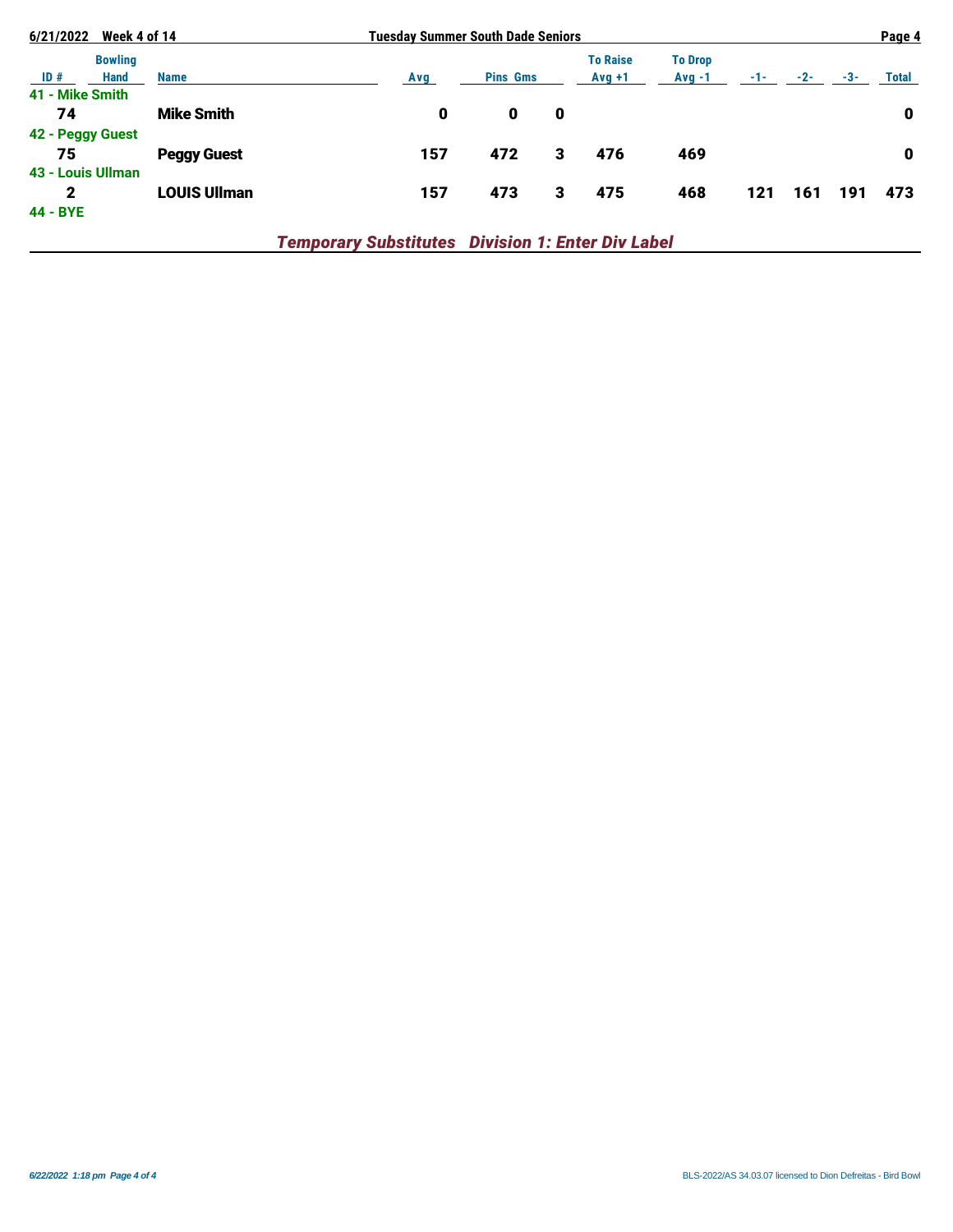| ID # | Bowling Hand | Name | Avg | Pins | Gms | To Raise Avg +1 | To Drop Avg -1 | -1- | -2- | -3- | Total |
|---|---|---|---|---|---|---|---|---|---|---|---|
| **41 - Mike Smith** | | | | | | | | | | | |
| 74 | | Mike Smith | 0 | 0 | 0 | | | | | | 0 |
| **42 - Peggy Guest** | | | | | | | | | | | |
| 75 | | Peggy Guest | 157 | 472 | 3 | 476 | 469 | | | | 0 |
| **43 - Louis Ullman** | | | | | | | | | | | |
| 2 | | LOUIS Ullman | 157 | 473 | 3 | 475 | 468 | 121 | 161 | 191 | 473 |
| **44 - BYE** | | | | | | | | | | | |

***Temporary Substitutes   Division 1: Enter Div Label***